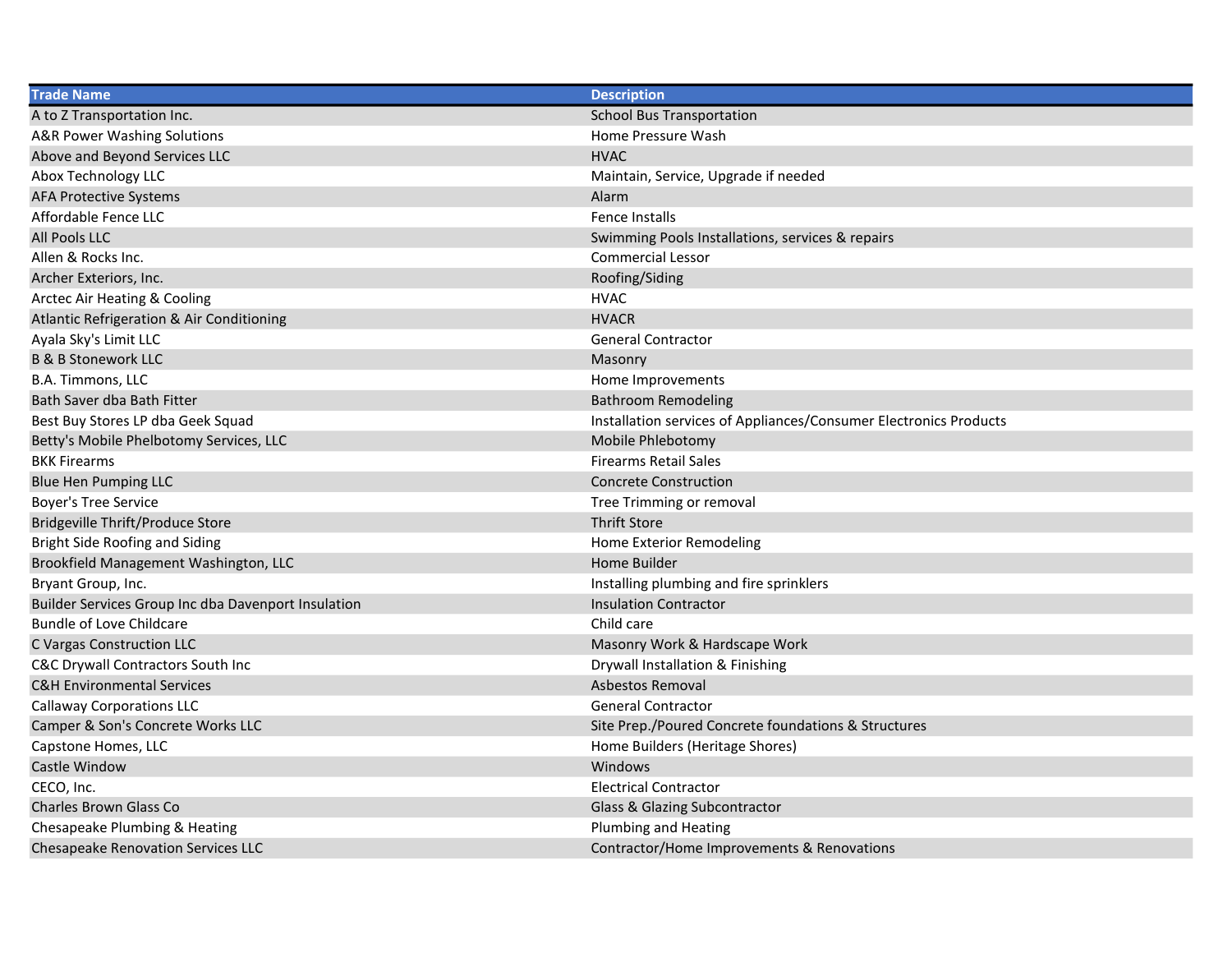| Trade Name | Description |
|---|---|
| A to Z Transportation Inc. | School Bus Transportation |
| A&R Power Washing Solutions | Home Pressure Wash |
| Above and Beyond Services LLC | HVAC |
| Abox Technology LLC | Maintain, Service, Upgrade if needed |
| AFA Protective Systems | Alarm |
| Affordable Fence LLC | Fence Installs |
| All Pools LLC | Swimming Pools Installations, services & repairs |
| Allen & Rocks Inc. | Commercial Lessor |
| Archer Exteriors, Inc. | Roofing/Siding |
| Arctec Air Heating & Cooling | HVAC |
| Atlantic Refrigeration & Air Conditioning | HVACR |
| Ayala Sky's Limit LLC | General Contractor |
| B & B Stonework LLC | Masonry |
| B.A. Timmons, LLC | Home Improvements |
| Bath Saver dba Bath Fitter | Bathroom Remodeling |
| Best Buy Stores LP dba Geek Squad | Installation services of Appliances/Consumer Electronics Products |
| Betty's Mobile Phelbotomy Services, LLC | Mobile Phlebotomy |
| BKK Firearms | Firearms Retail Sales |
| Blue Hen Pumping LLC | Concrete Construction |
| Boyer's Tree Service | Tree Trimming or removal |
| Bridgeville Thrift/Produce Store | Thrift Store |
| Bright Side Roofing and Siding | Home Exterior Remodeling |
| Brookfield Management Washington, LLC | Home Builder |
| Bryant Group, Inc. | Installing plumbing and fire sprinklers |
| Builder Services Group Inc dba Davenport Insulation | Insulation Contractor |
| Bundle of Love Childcare | Child care |
| C Vargas Construction LLC | Masonry Work & Hardscape Work |
| C&C Drywall Contractors South Inc | Drywall Installation & Finishing |
| C&H Environmental Services | Asbestos Removal |
| Callaway Corporations LLC | General Contractor |
| Camper & Son's Concrete Works LLC | Site Prep./Poured Concrete foundations & Structures |
| Capstone Homes, LLC | Home Builders (Heritage Shores) |
| Castle Window | Windows |
| CECO, Inc. | Electrical Contractor |
| Charles Brown Glass Co | Glass & Glazing Subcontractor |
| Chesapeake Plumbing & Heating | Plumbing and Heating |
| Chesapeake Renovation Services LLC | Contractor/Home Improvements & Renovations |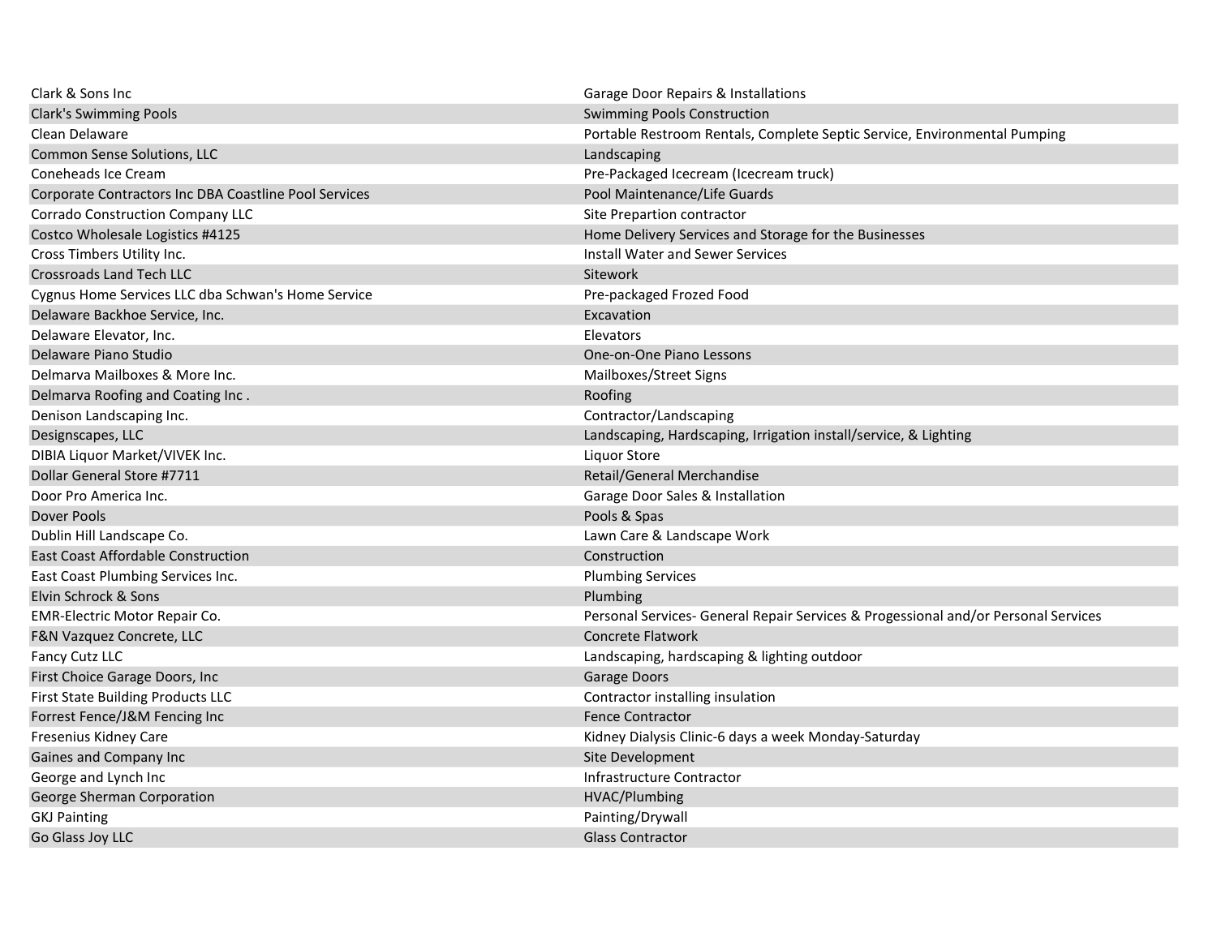| | |
|---|---|
| Clark & Sons Inc | Garage Door Repairs & Installations |
| Clark's Swimming Pools | Swimming Pools Construction |
| Clean Delaware | Portable Restroom Rentals, Complete Septic Service, Environmental Pumping |
| Common Sense Solutions, LLC | Landscaping |
| Coneheads Ice Cream | Pre-Packaged Icecream (Icecream truck) |
| Corporate Contractors Inc DBA Coastline Pool Services | Pool Maintenance/Life Guards |
| Corrado Construction Company LLC | Site Prepartion contractor |
| Costco Wholesale Logistics #4125 | Home Delivery Services and Storage for the Businesses |
| Cross Timbers Utility Inc. | Install Water and Sewer Services |
| Crossroads Land Tech LLC | Sitework |
| Cygnus Home Services LLC dba Schwan's Home Service | Pre-packaged Frozed Food |
| Delaware Backhoe Service, Inc. | Excavation |
| Delaware Elevator, Inc. | Elevators |
| Delaware Piano Studio | One-on-One Piano Lessons |
| Delmarva Mailboxes & More Inc. | Mailboxes/Street Signs |
| Delmarva Roofing and Coating Inc . | Roofing |
| Denison Landscaping Inc. | Contractor/Landscaping |
| Designscapes, LLC | Landscaping, Hardscaping, Irrigation install/service, & Lighting |
| DIBIA Liquor Market/VIVEK Inc. | Liquor Store |
| Dollar General Store #7711 | Retail/General Merchandise |
| Door Pro America Inc. | Garage Door Sales & Installation |
| Dover Pools | Pools & Spas |
| Dublin Hill Landscape Co. | Lawn Care & Landscape Work |
| East Coast Affordable Construction | Construction |
| East Coast Plumbing Services Inc. | Plumbing Services |
| Elvin Schrock & Sons | Plumbing |
| EMR-Electric Motor Repair Co. | Personal Services- General Repair Services & Progessional and/or Personal Services |
| F&N Vazquez Concrete, LLC | Concrete Flatwork |
| Fancy Cutz LLC | Landscaping, hardscaping & lighting outdoor |
| First Choice Garage Doors, Inc | Garage Doors |
| First State Building Products LLC | Contractor installing insulation |
| Forrest Fence/J&M Fencing Inc | Fence Contractor |
| Fresenius Kidney Care | Kidney Dialysis Clinic-6 days a week Monday-Saturday |
| Gaines and Company Inc | Site Development |
| George and Lynch Inc | Infrastructure Contractor |
| George Sherman Corporation | HVAC/Plumbing |
| GKJ Painting | Painting/Drywall |
| Go Glass Joy LLC | Glass Contractor |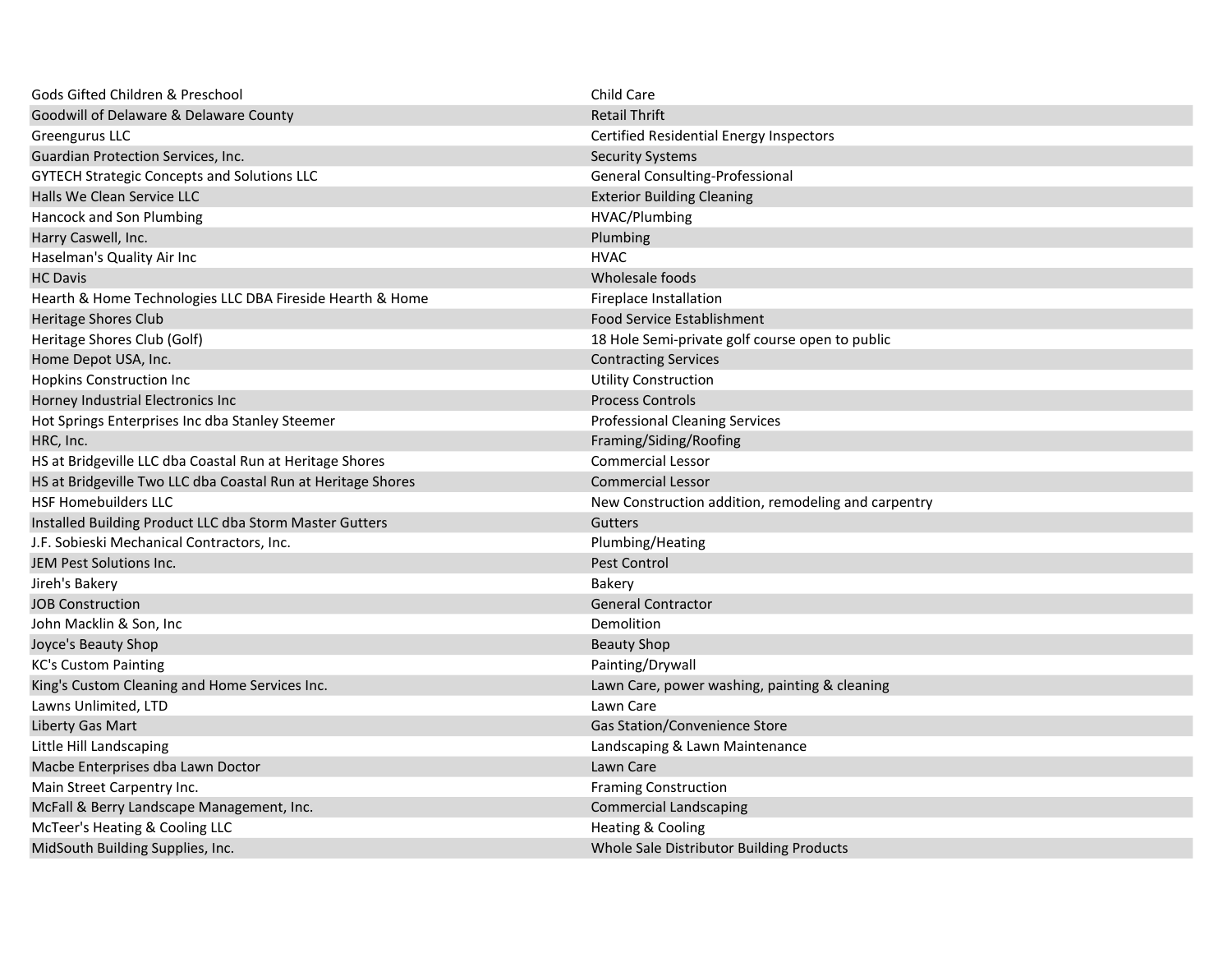| | |
|---|---|
| Gods Gifted Children & Preschool | Child Care |
| Goodwill of Delaware & Delaware County | Retail Thrift |
| Greengurus LLC | Certified Residential Energy Inspectors |
| Guardian Protection Services, Inc. | Security Systems |
| GYTECH Strategic Concepts and Solutions LLC | General Consulting-Professional |
| Halls We Clean Service LLC | Exterior Building Cleaning |
| Hancock and Son Plumbing | HVAC/Plumbing |
| Harry Caswell, Inc. | Plumbing |
| Haselman's Quality Air Inc | HVAC |
| HC Davis | Wholesale foods |
| Hearth & Home Technologies LLC DBA Fireside Hearth & Home | Fireplace Installation |
| Heritage Shores Club | Food Service Establishment |
| Heritage Shores Club (Golf) | 18 Hole Semi-private golf course open to public |
| Home Depot USA, Inc. | Contracting Services |
| Hopkins Construction Inc | Utility Construction |
| Horney Industrial Electronics Inc | Process Controls |
| Hot Springs Enterprises Inc dba Stanley Steemer | Professional Cleaning Services |
| HRC, Inc. | Framing/Siding/Roofing |
| HS at Bridgeville LLC dba Coastal Run at Heritage Shores | Commercial Lessor |
| HS at Bridgeville Two LLC dba Coastal Run at Heritage Shores | Commercial Lessor |
| HSF Homebuilders LLC | New Construction addition, remodeling and carpentry |
| Installed Building Product LLC dba Storm Master Gutters | Gutters |
| J.F. Sobieski Mechanical Contractors, Inc. | Plumbing/Heating |
| JEM Pest Solutions Inc. | Pest Control |
| Jireh's Bakery | Bakery |
| JOB Construction | General Contractor |
| John Macklin & Son, Inc | Demolition |
| Joyce's Beauty Shop | Beauty Shop |
| KC's Custom Painting | Painting/Drywall |
| King's Custom Cleaning and Home Services Inc. | Lawn Care, power washing, painting & cleaning |
| Lawns Unlimited, LTD | Lawn Care |
| Liberty Gas Mart | Gas Station/Convenience Store |
| Little Hill Landscaping | Landscaping & Lawn Maintenance |
| Macbe Enterprises dba Lawn Doctor | Lawn Care |
| Main Street Carpentry Inc. | Framing Construction |
| McFall & Berry Landscape Management, Inc. | Commercial Landscaping |
| McTeer's Heating & Cooling LLC | Heating & Cooling |
| MidSouth Building Supplies, Inc. | Whole Sale Distributor Building Products |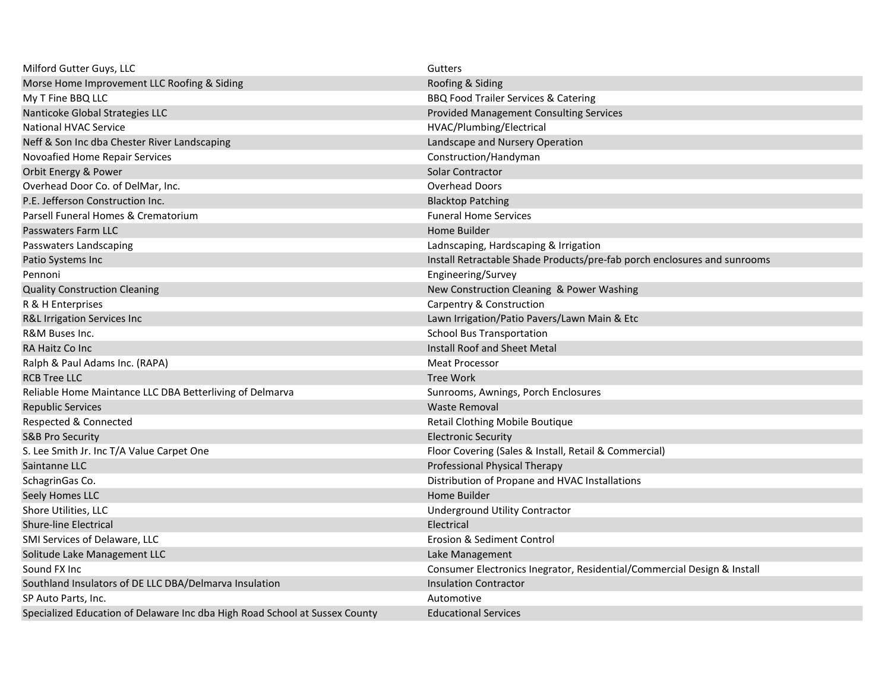| | |
|---|---|
| Milford Gutter Guys, LLC | Gutters |
| Morse Home Improvement LLC Roofing & Siding | Roofing & Siding |
| My T Fine BBQ LLC | BBQ Food Trailer Services & Catering |
| Nanticoke Global Strategies LLC | Provided Management Consulting Services |
| National HVAC Service | HVAC/Plumbing/Electrical |
| Neff & Son Inc dba Chester River Landscaping | Landscape and Nursery Operation |
| Novoafied Home Repair Services | Construction/Handyman |
| Orbit Energy & Power | Solar Contractor |
| Overhead Door Co. of DelMar, Inc. | Overhead Doors |
| P.E. Jefferson Construction Inc. | Blacktop Patching |
| Parsell Funeral Homes & Crematorium | Funeral Home Services |
| Passwaters Farm LLC | Home Builder |
| Passwaters Landscaping | Ladnscaping, Hardscaping & Irrigation |
| Patio Systems Inc | Install Retractable Shade Products/pre-fab porch enclosures and sunrooms |
| Pennoni | Engineering/Survey |
| Quality Construction Cleaning | New Construction Cleaning & Power Washing |
| R & H Enterprises | Carpentry & Construction |
| R&L Irrigation Services Inc | Lawn Irrigation/Patio Pavers/Lawn Main & Etc |
| R&M Buses Inc. | School Bus Transportation |
| RA Haitz Co Inc | Install Roof and Sheet Metal |
| Ralph & Paul Adams Inc. (RAPA) | Meat Processor |
| RCB Tree LLC | Tree Work |
| Reliable Home Maintance LLC DBA Betterliving of Delmarva | Sunrooms, Awnings, Porch Enclosures |
| Republic Services | Waste Removal |
| Respected & Connected | Retail Clothing Mobile Boutique |
| S&B Pro Security | Electronic Security |
| S. Lee Smith Jr. Inc T/A Value Carpet One | Floor Covering (Sales & Install, Retail & Commercial) |
| Saintanne LLC | Professional Physical Therapy |
| SchagrinGas Co. | Distribution of Propane and HVAC Installations |
| Seely Homes LLC | Home Builder |
| Shore Utilities, LLC | Underground Utility Contractor |
| Shure-line Electrical | Electrical |
| SMI Services of Delaware, LLC | Erosion & Sediment Control |
| Solitude Lake Management LLC | Lake Management |
| Sound FX Inc | Consumer Electronics Inegrator, Residential/Commercial Design & Install |
| Southland Insulators of DE LLC DBA/Delmarva Insulation | Insulation Contractor |
| SP Auto Parts, Inc. | Automotive |
| Specialized Education of Delaware Inc dba High Road School at Sussex County | Educational Services |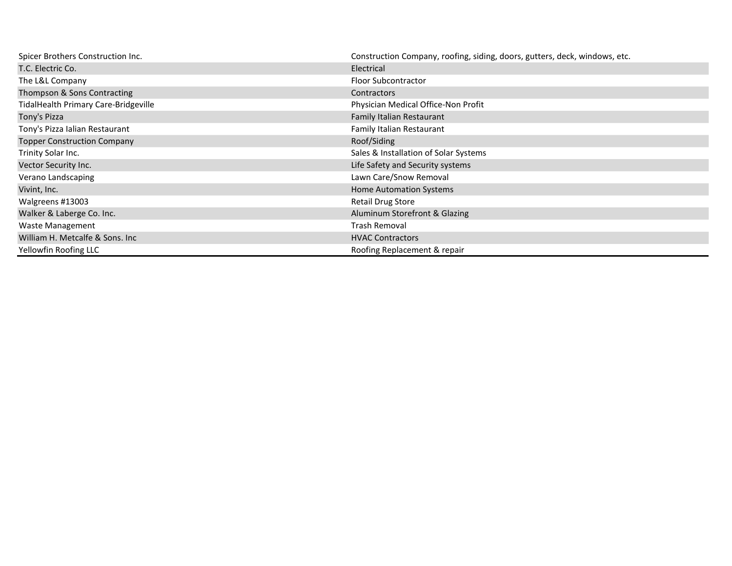| | |
|---|---|
| Spicer Brothers Construction Inc. | Construction Company, roofing, siding, doors, gutters, deck, windows, etc. |
| T.C. Electric Co. | Electrical |
| The L&L Company | Floor Subcontractor |
| Thompson & Sons Contracting | Contractors |
| TidalHealth Primary Care-Bridgeville | Physician Medical Office-Non Profit |
| Tony's Pizza | Family Italian Restaurant |
| Tony's Pizza Ialian Restaurant | Family Italian Restaurant |
| Topper Construction Company | Roof/Siding |
| Trinity Solar Inc. | Sales & Installation of Solar Systems |
| Vector Security Inc. | Life Safety and Security systems |
| Verano Landscaping | Lawn Care/Snow Removal |
| Vivint, Inc. | Home Automation Systems |
| Walgreens #13003 | Retail Drug Store |
| Walker & Laberge Co. Inc. | Aluminum Storefront & Glazing |
| Waste Management | Trash Removal |
| William H. Metcalfe & Sons. Inc | HVAC Contractors |
| Yellowfin Roofing LLC | Roofing Replacement & repair |